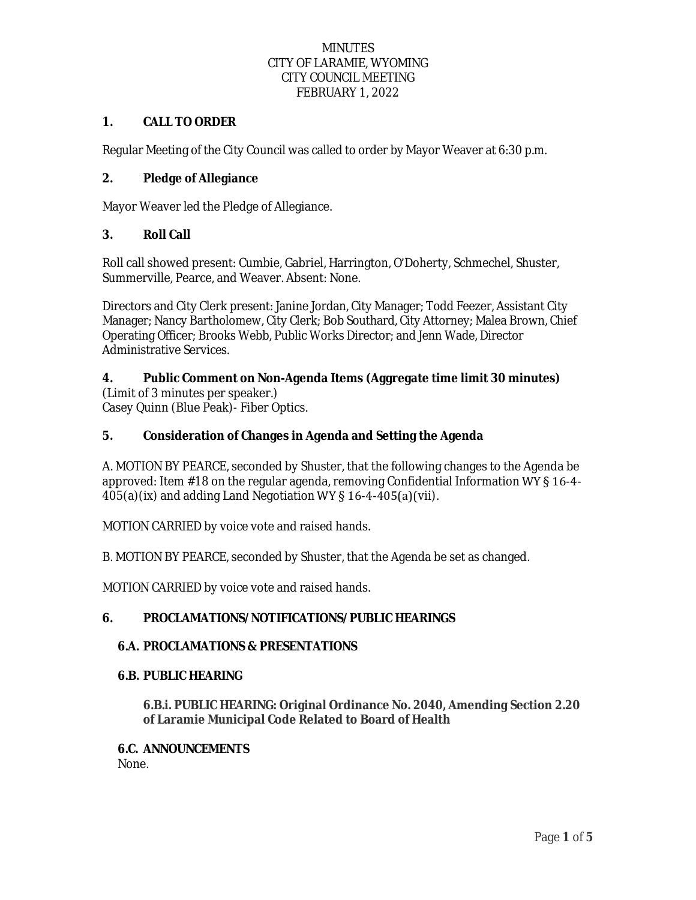# MINUTES
# CITY OF LARAMIE, WYOMING
# CITY COUNCIL MEETING
# FEBRUARY 1, 2022

## 1. CALL TO ORDER

Regular Meeting of the City Council was called to order by Mayor Weaver at 6:30 p.m.

## 2. Pledge of Allegiance

Mayor Weaver led the Pledge of Allegiance.

## 3. Roll Call

Roll call showed present: Cumbie, Gabriel, Harrington, O'Doherty, Schmechel, Shuster, Summerville, Pearce, and Weaver. Absent: None.

Directors and City Clerk present: Janine Jordan, City Manager; Todd Feezer, Assistant City Manager; Nancy Bartholomew, City Clerk; Bob Southard, City Attorney; Malea Brown, Chief Operating Officer; Brooks Webb, Public Works Director; and Jenn Wade, Director Administrative Services.

## 4. Public Comment on Non-Agenda Items (Aggregate time limit 30 minutes)

(Limit of 3 minutes per speaker.)
Casey Quinn (Blue Peak)- Fiber Optics.

## 5. Consideration of Changes in Agenda and Setting the Agenda

A. MOTION BY PEARCE, seconded by Shuster, that the following changes to the Agenda be approved: Item #18 on the regular agenda, removing Confidential Information WY § 16-4-405(a)(ix) and adding Land Negotiation WY § 16-4-405(a)(vii).

MOTION CARRIED by voice vote and raised hands.

B. MOTION BY PEARCE, seconded by Shuster, that the Agenda be set as changed.

MOTION CARRIED by voice vote and raised hands.

## 6. PROCLAMATIONS/ NOTIFICATIONS/ PUBLIC HEARINGS

### 6.A. PROCLAMATIONS & PRESENTATIONS

### 6.B. PUBLIC HEARING

#### 6.B.i. PUBLIC HEARING: Original Ordinance No. 2040, Amending Section 2.20 of Laramie Municipal Code Related to Board of Health

### 6.C. ANNOUNCEMENTS

None.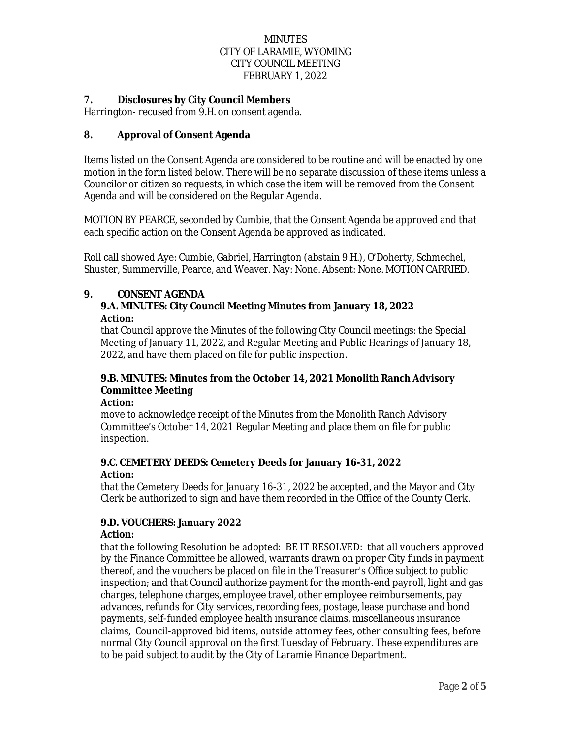MINUTES
CITY OF LARAMIE, WYOMING
CITY COUNCIL MEETING
FEBRUARY 1, 2022

## 7. Disclosures by City Council Members

Harrington- recused from 9.H. on consent agenda.

## 8. Approval of Consent Agenda

Items listed on the Consent Agenda are considered to be routine and will be enacted by one motion in the form listed below. There will be no separate discussion of these items unless a Councilor or citizen so requests, in which case the item will be removed from the Consent Agenda and will be considered on the Regular Agenda.

MOTION BY PEARCE, seconded by Cumbie, that the Consent Agenda be approved and that each specific action on the Consent Agenda be approved as indicated.

Roll call showed Aye: Cumbie, Gabriel, Harrington (abstain 9.H.), O'Doherty, Schmechel, Shuster, Summerville, Pearce, and Weaver. Nay: None. Absent: None. MOTION CARRIED.

## 9. <u>CONSENT AGENDA</u>

### 9.A. MINUTES: City Council Meeting Minutes from January 18, 2022

**Action:**

that Council approve the Minutes of the following City Council meetings: the Special Meeting of January 11, 2022, and Regular Meeting and Public Hearings of January 18, 2022, and have them placed on file for public inspection.

### 9.B. MINUTES: Minutes from the October 14, 2021 Monolith Ranch Advisory Committee Meeting

**Action:**

move to acknowledge receipt of the Minutes from the Monolith Ranch Advisory Committee's October 14, 2021 Regular Meeting and place them on file for public inspection.

### 9.C. CEMETERY DEEDS: Cemetery Deeds for January 16-31, 2022

**Action:**

that the Cemetery Deeds for January 16-31, 2022 be accepted, and the Mayor and City Clerk be authorized to sign and have them recorded in the Office of the County Clerk.

### 9.D. VOUCHERS: January 2022

**Action:**

that the following Resolution be adopted: BE IT RESOLVED: that all vouchers approved by the Finance Committee be allowed, warrants drawn on proper City funds in payment thereof, and the vouchers be placed on file in the Treasurer's Office subject to public inspection; and that Council authorize payment for the month-end payroll, light and gas charges, telephone charges, employee travel, other employee reimbursements, pay advances, refunds for City services, recording fees, postage, lease purchase and bond payments, self-funded employee health insurance claims, miscellaneous insurance claims, Council-approved bid items, outside attorney fees, other consulting fees, before normal City Council approval on the first Tuesday of February. These expenditures are to be paid subject to audit by the City of Laramie Finance Department.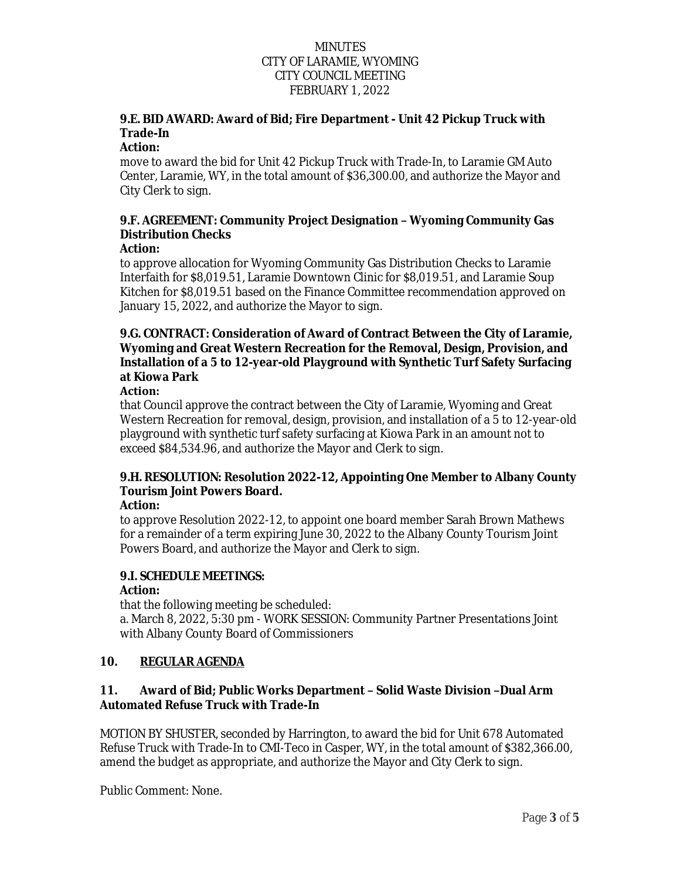MINUTES
CITY OF LARAMIE, WYOMING
CITY COUNCIL MEETING
FEBRUARY 1, 2022

**9.E. BID AWARD: Award of Bid; Fire Department - Unit 42 Pickup Truck with Trade-In**

**Action:**

move to award the bid for Unit 42 Pickup Truck with Trade-In, to Laramie GM Auto Center, Laramie, WY, in the total amount of $36,300.00, and authorize the Mayor and City Clerk to sign.

**9.F. AGREEMENT: Community Project Designation – Wyoming Community Gas Distribution Checks**

**Action:**

to approve allocation for Wyoming Community Gas Distribution Checks to Laramie Interfaith for $8,019.51, Laramie Downtown Clinic for $8,019.51, and Laramie Soup Kitchen for $8,019.51 based on the Finance Committee recommendation approved on January 15, 2022, and authorize the Mayor to sign.

**9.G. CONTRACT: Consideration of Award of Contract Between the City of Laramie, Wyoming and Great Western Recreation for the Removal, Design, Provision, and Installation of a 5 to 12-year-old Playground with Synthetic Turf Safety Surfacing at Kiowa Park**

**Action:**

that Council approve the contract between the City of Laramie, Wyoming and Great Western Recreation for removal, design, provision, and installation of a 5 to 12-year-old playground with synthetic turf safety surfacing at Kiowa Park in an amount not to exceed $84,534.96, and authorize the Mayor and Clerk to sign.

**9.H. RESOLUTION: Resolution 2022-12, Appointing One Member to Albany County Tourism Joint Powers Board.**

**Action:**

to approve Resolution 2022-12, to appoint one board member Sarah Brown Mathews for a remainder of a term expiring June 30, 2022 to the Albany County Tourism Joint Powers Board, and authorize the Mayor and Clerk to sign.

**9.I. SCHEDULE MEETINGS:**

**Action:**

that the following meeting be scheduled:
a. March 8, 2022, 5:30 pm - WORK SESSION: Community Partner Presentations Joint with Albany County Board of Commissioners

## 10. REGULAR AGENDA

## 11. Award of Bid; Public Works Department – Solid Waste Division –Dual Arm Automated Refuse Truck with Trade-In

MOTION BY SHUSTER, seconded by Harrington, to award the bid for Unit 678 Automated Refuse Truck with Trade-In to CMI-Teco in Casper, WY, in the total amount of $382,366.00, amend the budget as appropriate, and authorize the Mayor and City Clerk to sign.

Public Comment: None.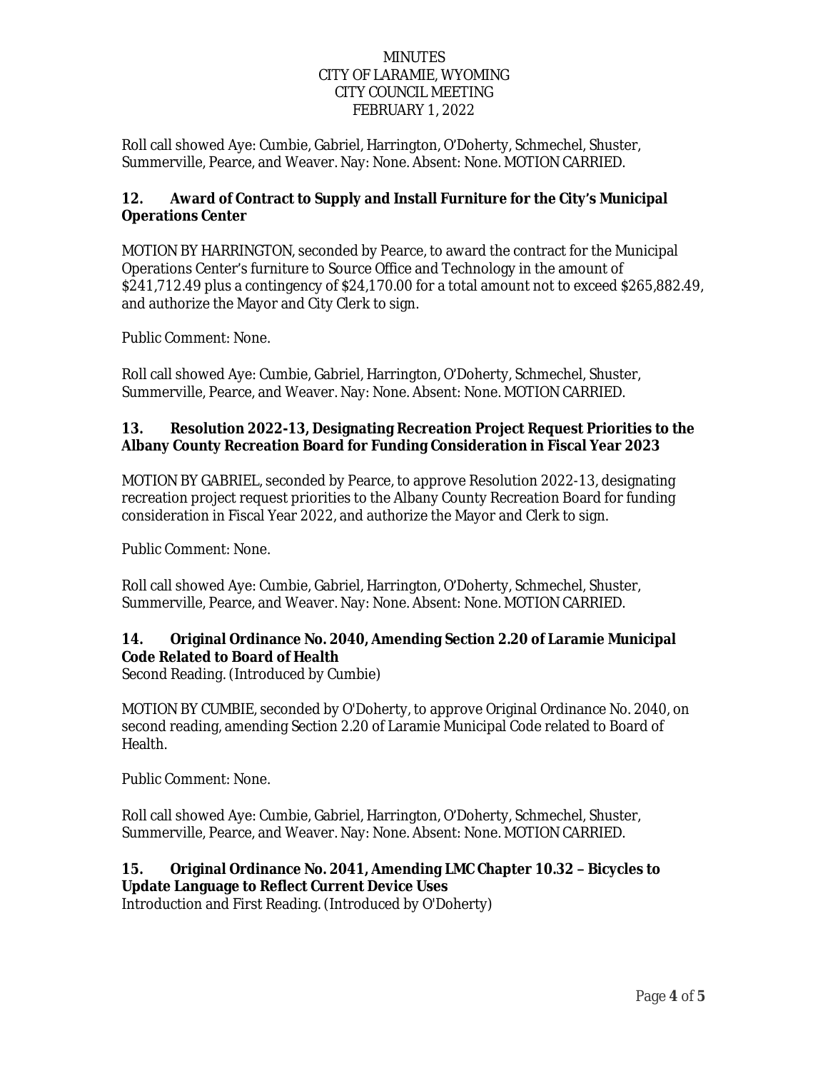Roll call showed Aye: Cumbie, Gabriel, Harrington, O'Doherty, Schmechel, Shuster, Summerville, Pearce, and Weaver. Nay: None. Absent: None. MOTION CARRIED.

## 12. Award of Contract to Supply and Install Furniture for the City's Municipal Operations Center

MOTION BY HARRINGTON, seconded by Pearce, to award the contract for the Municipal Operations Center's furniture to Source Office and Technology in the amount of $241,712.49 plus a contingency of $24,170.00 for a total amount not to exceed $265,882.49, and authorize the Mayor and City Clerk to sign.

Public Comment: None.

Roll call showed Aye: Cumbie, Gabriel, Harrington, O'Doherty, Schmechel, Shuster, Summerville, Pearce, and Weaver. Nay: None. Absent: None. MOTION CARRIED.

## 13. Resolution 2022-13, Designating Recreation Project Request Priorities to the Albany County Recreation Board for Funding Consideration in Fiscal Year 2023

MOTION BY GABRIEL, seconded by Pearce, to approve Resolution 2022-13, designating recreation project request priorities to the Albany County Recreation Board for funding consideration in Fiscal Year 2022, and authorize the Mayor and Clerk to sign.

Public Comment: None.

Roll call showed Aye: Cumbie, Gabriel, Harrington, O'Doherty, Schmechel, Shuster, Summerville, Pearce, and Weaver. Nay: None. Absent: None. MOTION CARRIED.

## 14. Original Ordinance No. 2040, Amending Section 2.20 of Laramie Municipal Code Related to Board of Health

Second Reading. (Introduced by Cumbie)

MOTION BY CUMBIE, seconded by O'Doherty, to approve Original Ordinance No. 2040, on second reading, amending Section 2.20 of Laramie Municipal Code related to Board of Health.

Public Comment: None.

Roll call showed Aye: Cumbie, Gabriel, Harrington, O'Doherty, Schmechel, Shuster, Summerville, Pearce, and Weaver. Nay: None. Absent: None. MOTION CARRIED.

## 15. Original Ordinance No. 2041, Amending LMC Chapter 10.32 – Bicycles to Update Language to Reflect Current Device Uses

Introduction and First Reading. (Introduced by O'Doherty)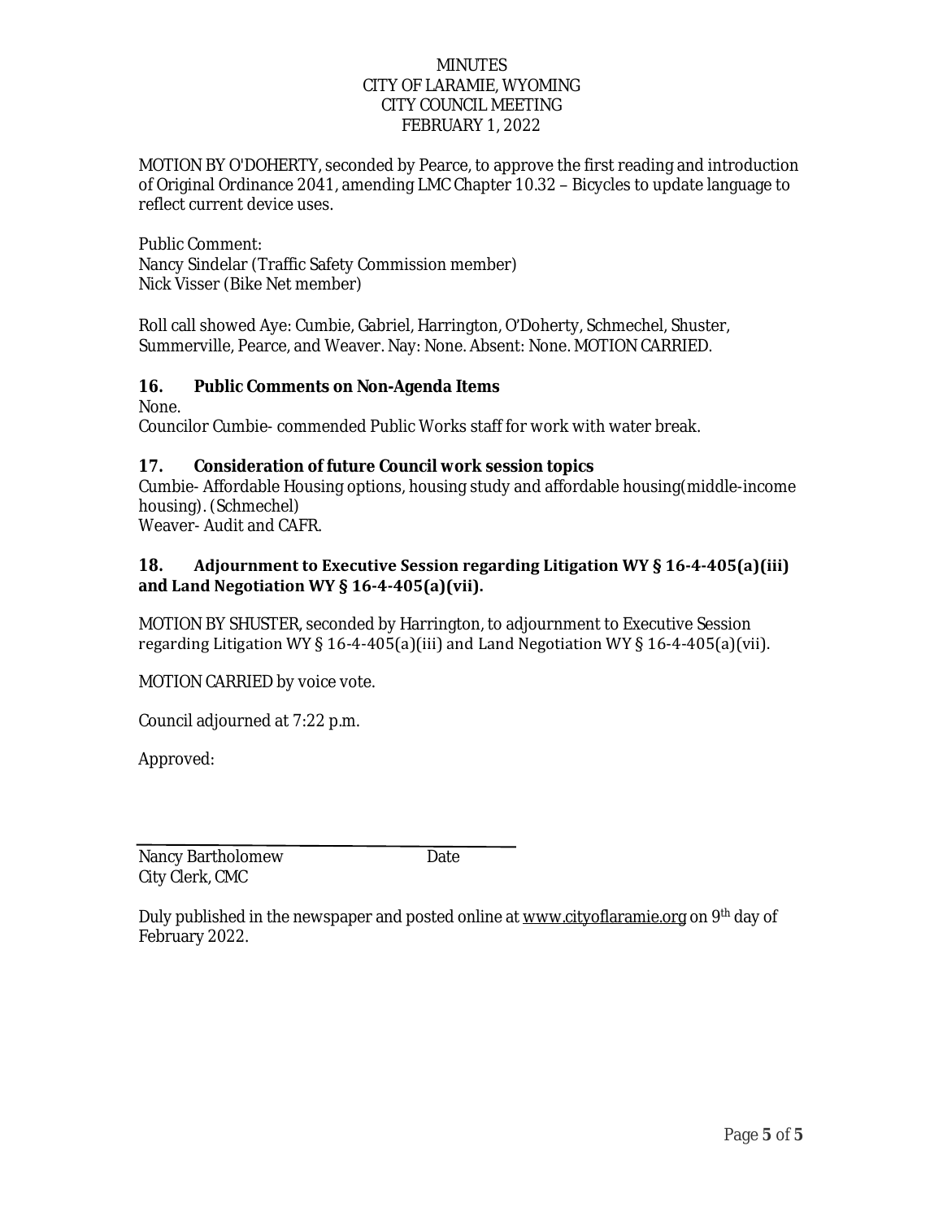MINUTES
CITY OF LARAMIE, WYOMING
CITY COUNCIL MEETING
FEBRUARY 1, 2022

MOTION BY O'DOHERTY, seconded by Pearce, to approve the first reading and introduction of Original Ordinance 2041, amending LMC Chapter 10.32 – Bicycles to update language to reflect current device uses.

Public Comment:
Nancy Sindelar (Traffic Safety Commission member)
Nick Visser (Bike Net member)

Roll call showed Aye: Cumbie, Gabriel, Harrington, O'Doherty, Schmechel, Shuster, Summerville, Pearce, and Weaver. Nay: None. Absent: None. MOTION CARRIED.

### 16. Public Comments on Non-Agenda Items

None.
Councilor Cumbie- commended Public Works staff for work with water break.

### 17. Consideration of future Council work session topics

Cumbie- Affordable Housing options, housing study and affordable housing(middle-income housing). (Schmechel)
Weaver- Audit and CAFR.

### 18. Adjournment to Executive Session regarding Litigation WY § 16-4-405(a)(iii) and Land Negotiation WY § 16-4-405(a)(vii).

MOTION BY SHUSTER, seconded by Harrington, to adjournment to Executive Session regarding Litigation WY § 16-4-405(a)(iii) and Land Negotiation WY § 16-4-405(a)(vii).

MOTION CARRIED by voice vote.

Council adjourned at 7:22 p.m.

Approved:

Nancy Bartholomew Date
City Clerk, CMC

Duly published in the newspaper and posted online at www.cityoflaramie.org on 9th day of February 2022.